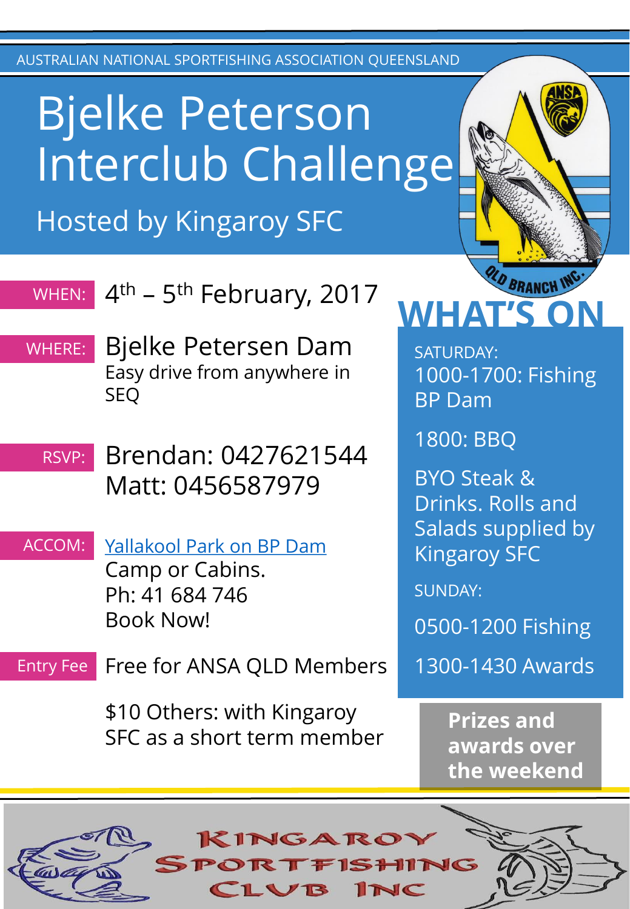AUSTRALIAN NATIONAL SPORTFISHING ASSOCIATION QUEENSLAND

# Bjelke Peterson Interclub Challenge

## Hosted by Kingaroy SFC

**WHEN:** 4th – 5th February, 2017

**WHERE:** Bjelke Petersen Dam
Easy drive from anywhere in SEQ

**RSVP:** Brendan: 0427621544
Matt: 0456587979

**ACCOM:** Yallakool Park on BP Dam
Camp or Cabins.
Ph: 41 684 746
Book Now!

**Entry Fee** Free for ANSA QLD Members

$10 Others: with Kingaroy SFC as a short term member

## WHAT'S ON

SATURDAY:

1000-1700: Fishing BP Dam

1800: BBQ

BYO Steak & Drinks. Rolls and Salads supplied by Kingaroy SFC

SUNDAY:

0500-1200 Fishing

1300-1430 Awards

**Prizes and awards over the weekend**

QLD BRANCH INC.

KINGAROY SPORTFISHING CLUB INC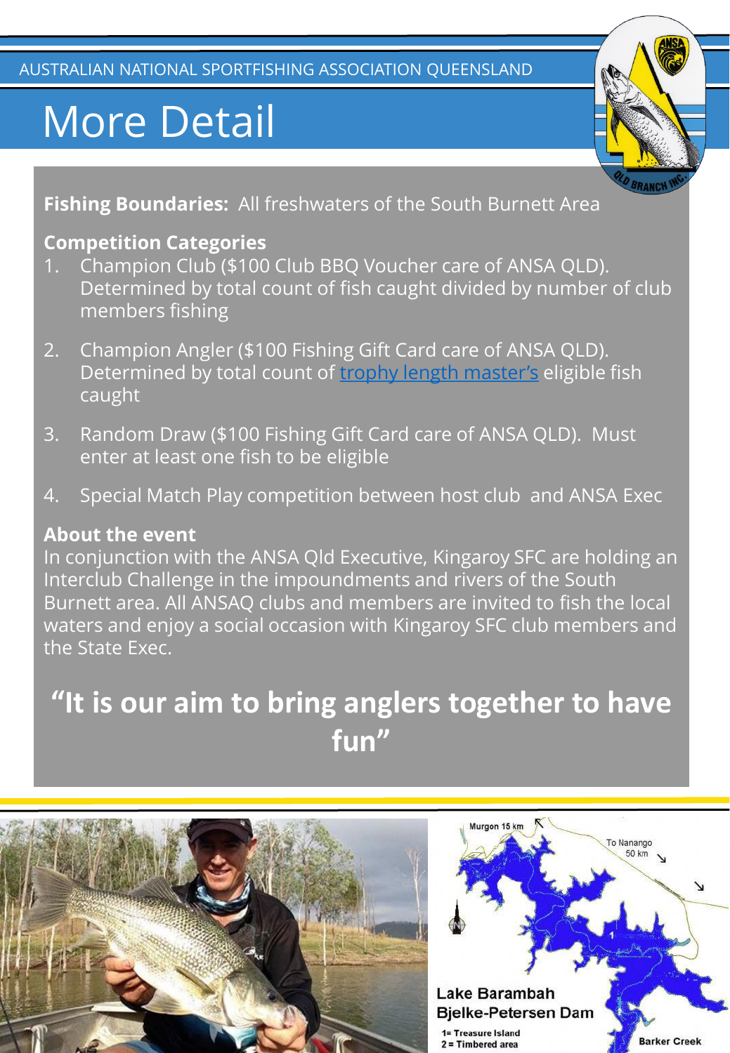AUSTRALIAN NATIONAL SPORTFISHING ASSOCIATION QUEENSLAND

# More Detail

**Fishing Boundaries:** All freshwaters of the South Burnett Area

**Competition Categories**

1. Champion Club ($100 Club BBQ Voucher care of ANSA QLD). Determined by total count of fish caught divided by number of club members fishing
2. Champion Angler ($100 Fishing Gift Card care of ANSA QLD). Determined by total count of trophy length master's eligible fish caught
3. Random Draw ($100 Fishing Gift Card care of ANSA QLD). Must enter at least one fish to be eligible
4. Special Match Play competition between host club and ANSA Exec

**About the event**

In conjunction with the ANSA Qld Executive, Kingaroy SFC are holding an Interclub Challenge in the impoundments and rivers of the South Burnett area. All ANSAQ clubs and members are invited to fish the local waters and enjoy a social occasion with Kingaroy SFC club members and the State Exec.

## "It is our aim to bring anglers together to have fun"

Murgon 15 km

To Nanango 50 km

Lake Barambah
Bjelke-Petersen Dam

1= Treasure Island
2 = Timbered area

Barker Creek